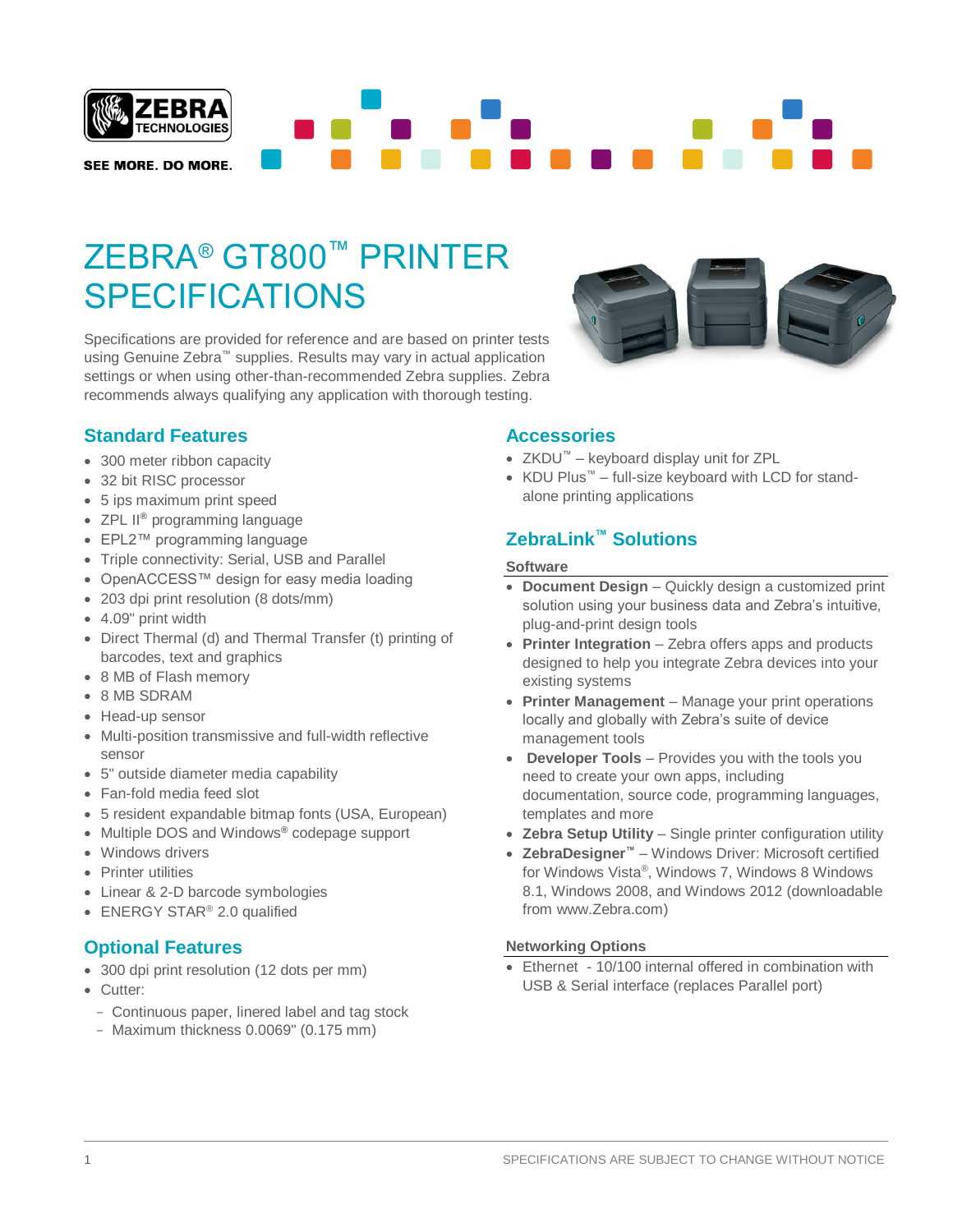# ZEBRA® GT800™ PRINTER SPECIFICATIONS

Specifications are provided for reference and are based on printer tests using Genuine Zebra™ supplies. Results may vary in actual application settings or when using other-than-recommended Zebra supplies. Zebra recommends always qualifying any application with thorough testing.

## Standard Features

- 300 meter ribbon capacity
- 32 bit RISC processor
- 5 ips maximum print speed
- ZPL II® programming language
- EPL2™ programming language
- Triple connectivity: Serial, USB and Parallel
- OpenACCESS™ design for easy media loading
- 203 dpi print resolution (8 dots/mm)
- 4.09" print width
- Direct Thermal (d) and Thermal Transfer (t) printing of barcodes, text and graphics
- 8 MB of Flash memory
- 8 MB SDRAM
- Head-up sensor
- Multi-position transmissive and full-width reflective sensor
- 5" outside diameter media capability
- Fan-fold media feed slot
- 5 resident expandable bitmap fonts (USA, European)
- Multiple DOS and Windows® codepage support
- Windows drivers
- Printer utilities
- Linear & 2-D barcode symbologies
- ENERGY STAR® 2.0 qualified

## Optional Features

- 300 dpi print resolution (12 dots per mm)
- Cutter:
  - Continuous paper, linered label and tag stock
  - Maximum thickness 0.0069" (0.175 mm)

## Accessories

- ZKDU™ – keyboard display unit for ZPL
- KDU Plus™ – full-size keyboard with LCD for stand-alone printing applications

## ZebraLink™ Solutions

### Software

- **Document Design** – Quickly design a customized print solution using your business data and Zebra's intuitive, plug-and-print design tools
- **Printer Integration** – Zebra offers apps and products designed to help you integrate Zebra devices into your existing systems
- **Printer Management** – Manage your print operations locally and globally with Zebra's suite of device management tools
- **Developer Tools** – Provides you with the tools you need to create your own apps, including documentation, source code, programming languages, templates and more
- **Zebra Setup Utility** – Single printer configuration utility
- **ZebraDesigner™** – Windows Driver: Microsoft certified for Windows Vista®, Windows 7, Windows 8 Windows 8.1, Windows 2008, and Windows 2012 (downloadable from www.Zebra.com)

### Networking Options

- Ethernet - 10/100 internal offered in combination with USB & Serial interface (replaces Parallel port)

SPECIFICATIONS ARE SUBJECT TO CHANGE WITHOUT NOTICE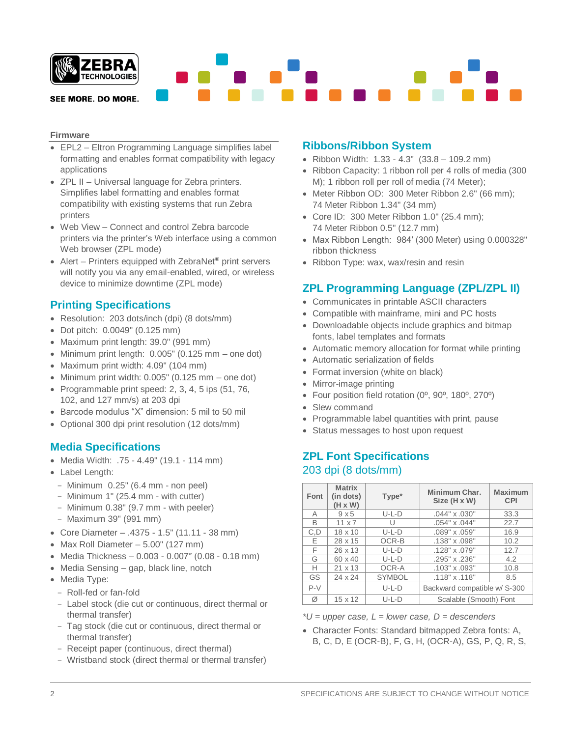## Firmware

- EPL2 – Eltron Programming Language simplifies label formatting and enables format compatibility with legacy applications
- ZPL II – Universal language for Zebra printers. Simplifies label formatting and enables format compatibility with existing systems that run Zebra printers
- Web View – Connect and control Zebra barcode printers via the printer's Web interface using a common Web browser (ZPL mode)
- Alert – Printers equipped with ZebraNet® print servers will notify you via any email-enabled, wired, or wireless device to minimize downtime (ZPL mode)

## Printing Specifications

- Resolution: 203 dots/inch (dpi) (8 dots/mm)
- Dot pitch: 0.0049" (0.125 mm)
- Maximum print length: 39.0" (991 mm)
- Minimum print length: 0.005" (0.125 mm – one dot)
- Maximum print width: 4.09" (104 mm)
- Minimum print width: 0.005" (0.125 mm – one dot)
- Programmable print speed: 2, 3, 4, 5 ips (51, 76, 102, and 127 mm/s) at 203 dpi
- Barcode modulus "X" dimension: 5 mil to 50 mil
- Optional 300 dpi print resolution (12 dots/mm)

## Media Specifications

- Media Width: .75 - 4.49" (19.1 - 114 mm)
- Label Length:
  - Minimum 0.25" (6.4 mm - non peel)
  - Minimum 1" (25.4 mm - with cutter)
  - Minimum 0.38" (9.7 mm - with peeler)
  - Maximum 39" (991 mm)
- Core Diameter – .4375 - 1.5" (11.11 - 38 mm)
- Max Roll Diameter – 5.00" (127 mm)
- Media Thickness – 0.003 - 0.007″ (0.08 - 0.18 mm)
- Media Sensing – gap, black line, notch
- Media Type:
  - Roll-fed or fan-fold
  - Label stock (die cut or continuous, direct thermal or thermal transfer)
  - Tag stock (die cut or continuous, direct thermal or thermal transfer)
  - Receipt paper (continuous, direct thermal)
  - Wristband stock (direct thermal or thermal transfer)

## Ribbons/Ribbon System

- Ribbon Width: 1.33 - 4.3" (33.8 – 109.2 mm)
- Ribbon Capacity: 1 ribbon roll per 4 rolls of media (300 M); 1 ribbon roll per roll of media (74 Meter);
- Meter Ribbon OD: 300 Meter Ribbon 2.6" (66 mm); 74 Meter Ribbon 1.34" (34 mm)
- Core ID: 300 Meter Ribbon 1.0" (25.4 mm); 74 Meter Ribbon 0.5" (12.7 mm)
- Max Ribbon Length: 984′ (300 Meter) using 0.000328" ribbon thickness
- Ribbon Type: wax, wax/resin and resin

## ZPL Programming Language (ZPL/ZPL II)

- Communicates in printable ASCII characters
- Compatible with mainframe, mini and PC hosts
- Downloadable objects include graphics and bitmap fonts, label templates and formats
- Automatic memory allocation for format while printing
- Automatic serialization of fields
- Format inversion (white on black)
- Mirror-image printing
- Four position field rotation (0º, 90º, 180º, 270º)
- Slew command
- Programmable label quantities with print, pause
- Status messages to host upon request

## ZPL Font Specifications

### 203 dpi (8 dots/mm)

| Font | Matrix (in dots) (H x W) | Type* | Minimum Char. Size (H x W) | Maximum CPI |
|---|---|---|---|---|
| A | 9 x 5 | U-L-D | .044" x .030" | 33.3 |
| B | 11 x 7 | U | .054" x .044" | 22.7 |
| C,D | 18 x 10 | U-L-D | .089" x .059" | 16.9 |
| E | 28 x 15 | OCR-B | .138" x .098" | 10.2 |
| F | 26 x 13 | U-L-D | .128" x .079" | 12.7 |
| G | 60 x 40 | U-L-D | .295" x .236" | 4.2 |
| H | 21 x 13 | OCR-A | .103" x .093" | 10.8 |
| GS | 24 x 24 | SYMBOL | .118" x .118" | 8.5 |
| P-V | | U-L-D | Backward compatible w/ S-300 | |
| Ø | 15 x 12 | U-L-D | Scalable (Smooth) Font | |

*\*U = upper case, L = lower case, D = descenders*

- Character Fonts: Standard bitmapped Zebra fonts: A, B, C, D, E (OCR-B), F, G, H, (OCR-A), GS, P, Q, R, S,

SPECIFICATIONS ARE SUBJECT TO CHANGE WITHOUT NOTICE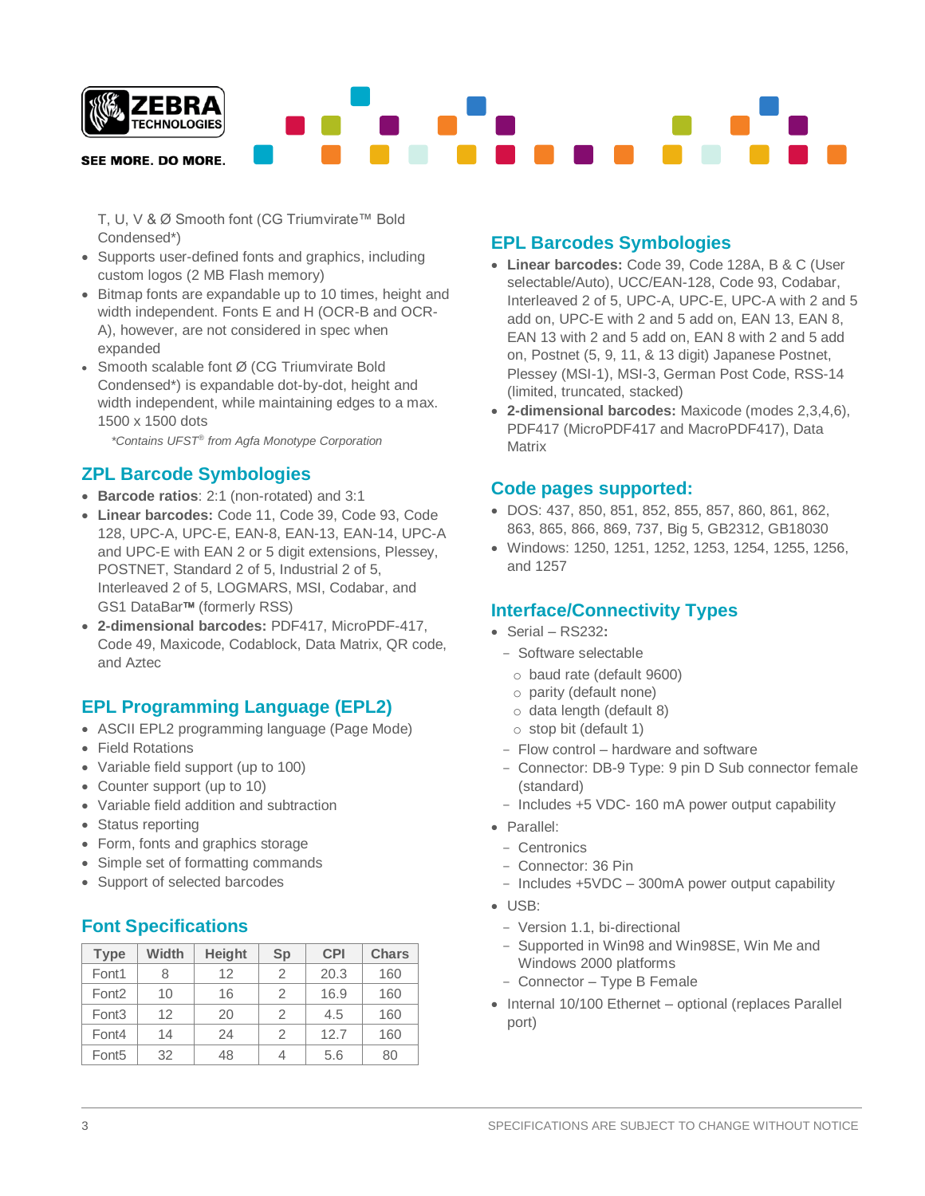T, U, V & Ø Smooth font (CG Triumvirate™ Bold Condensed*)

- Supports user-defined fonts and graphics, including custom logos (2 MB Flash memory)
- Bitmap fonts are expandable up to 10 times, height and width independent. Fonts E and H (OCR-B and OCR-A), however, are not considered in spec when expanded
- Smooth scalable font Ø (CG Triumvirate Bold Condensed*) is expandable dot-by-dot, height and width independent, while maintaining edges to a max. 1500 x 1500 dots

*\*Contains UFST® from Agfa Monotype Corporation*

## ZPL Barcode Symbologies

- **Barcode ratios**: 2:1 (non-rotated) and 3:1
- **Linear barcodes:** Code 11, Code 39, Code 93, Code 128, UPC-A, UPC-E, EAN-8, EAN-13, EAN-14, UPC-A and UPC-E with EAN 2 or 5 digit extensions, Plessey, POSTNET, Standard 2 of 5, Industrial 2 of 5, Interleaved 2 of 5, LOGMARS, MSI, Codabar, and GS1 DataBar™ (formerly RSS)
- **2-dimensional barcodes:** PDF417, MicroPDF-417, Code 49, Maxicode, Codablock, Data Matrix, QR code, and Aztec

## EPL Programming Language (EPL2)

- ASCII EPL2 programming language (Page Mode)
- Field Rotations
- Variable field support (up to 100)
- Counter support (up to 10)
- Variable field addition and subtraction
- Status reporting
- Form, fonts and graphics storage
- Simple set of formatting commands
- Support of selected barcodes

## Font Specifications

| Type | Width | Height | Sp | CPI | Chars |
|---|---|---|---|---|---|
| Font1 | 8 | 12 | 2 | 20.3 | 160 |
| Font2 | 10 | 16 | 2 | 16.9 | 160 |
| Font3 | 12 | 20 | 2 | 4.5 | 160 |
| Font4 | 14 | 24 | 2 | 12.7 | 160 |
| Font5 | 32 | 48 | 4 | 5.6 | 80 |

## EPL Barcodes Symbologies

- **Linear barcodes:** Code 39, Code 128A, B & C (User selectable/Auto), UCC/EAN-128, Code 93, Codabar, Interleaved 2 of 5, UPC-A, UPC-E, UPC-A with 2 and 5 add on, UPC-E with 2 and 5 add on, EAN 13, EAN 8, EAN 13 with 2 and 5 add on, EAN 8 with 2 and 5 add on, Postnet (5, 9, 11, & 13 digit) Japanese Postnet, Plessey (MSI-1), MSI-3, German Post Code, RSS-14 (limited, truncated, stacked)
- **2-dimensional barcodes:** Maxicode (modes 2,3,4,6), PDF417 (MicroPDF417 and MacroPDF417), Data Matrix

## Code pages supported:

- DOS: 437, 850, 851, 852, 855, 857, 860, 861, 862, 863, 865, 866, 869, 737, Big 5, GB2312, GB18030
- Windows: 1250, 1251, 1252, 1253, 1254, 1255, 1256, and 1257

## Interface/Connectivity Types

- Serial – RS232**:**
  - Software selectable
    - baud rate (default 9600)
    - parity (default none)
    - data length (default 8)
    - stop bit (default 1)
  - Flow control – hardware and software
  - Connector: DB-9 Type: 9 pin D Sub connector female (standard)
  - Includes +5 VDC- 160 mA power output capability
- Parallel:
  - Centronics
  - Connector: 36 Pin
  - Includes +5VDC – 300mA power output capability
- USB:
  - Version 1.1, bi-directional
  - Supported in Win98 and Win98SE, Win Me and Windows 2000 platforms
  - Connector – Type B Female
- Internal 10/100 Ethernet – optional (replaces Parallel port)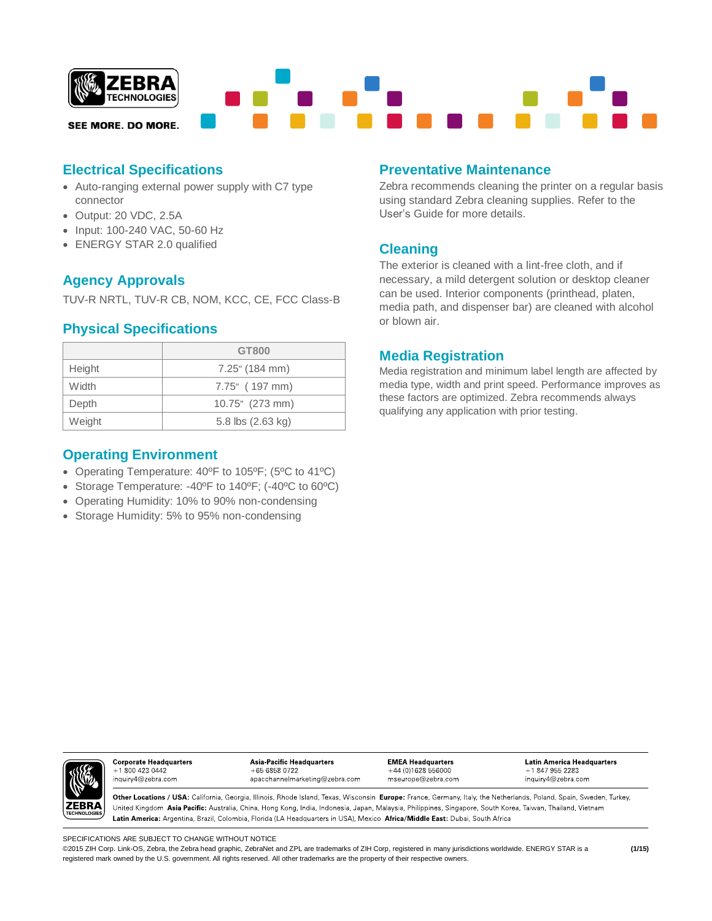## Electrical Specifications

- Auto-ranging external power supply with C7 type connector
- Output: 20 VDC, 2.5A
- Input: 100-240 VAC, 50-60 Hz
- ENERGY STAR 2.0 qualified

## Agency Approvals

TUV-R NRTL, TUV-R CB, NOM, KCC, CE, FCC Class-B

## Physical Specifications

| | GT800 |
|---|---|
| Height | 7.25" (184 mm) |
| Width | 7.75" ( 197 mm) |
| Depth | 10.75" (273 mm) |
| Weight | 5.8 lbs (2.63 kg) |

## Operating Environment

- Operating Temperature: 40ºF to 105ºF; (5ºC to 41ºC)
- Storage Temperature: -40ºF to 140ºF; (-40ºC to 60ºC)
- Operating Humidity: 10% to 90% non-condensing
- Storage Humidity: 5% to 95% non-condensing

## Preventative Maintenance

Zebra recommends cleaning the printer on a regular basis using standard Zebra cleaning supplies. Refer to the User's Guide for more details.

## Cleaning

The exterior is cleaned with a lint-free cloth, and if necessary, a mild detergent solution or desktop cleaner can be used. Interior components (printhead, platen, media path, and dispenser bar) are cleaned with alcohol or blown air.

## Media Registration

Media registration and minimum label length are affected by media type, width and print speed. Performance improves as these factors are optimized. Zebra recommends always qualifying any application with prior testing.

**Corporate Headquarters**
+1 800 423 0442
inquiry4@zebra.com

**Asia-Pacific Headquarters**
+65 6858 0722
apacchannelmarketing@zebra.com

**EMEA Headquarters**
+44 (0)1628 556000
mseurope@zebra.com

**Latin America Headquarters**
+1 847 955 2283
inquiry4@zebra.com

**Other Locations / USA:** California, Georgia, Illinois, Rhode Island, Texas, Wisconsin **Europe:** France, Germany, Italy, the Netherlands, Poland, Spain, Sweden, Turkey, United Kingdom **Asia Pacific:** Australia, China, Hong Kong, India, Indonesia, Japan, Malaysia, Philippines, Singapore, South Korea, Taiwan, Thailand, Vietnam **Latin America:** Argentina, Brazil, Colombia, Florida (LA Headquarters in USA), Mexico **Africa/Middle East:** Dubai, South Africa

SPECIFICATIONS ARE SUBJECT TO CHANGE WITHOUT NOTICE

©2015 ZIH Corp. Link-OS, Zebra, the Zebra head graphic, ZebraNet and ZPL are trademarks of ZIH Corp, registered in many jurisdictions worldwide. ENERGY STAR is a registered mark owned by the U.S. government. All rights reserved. All other trademarks are the property of their respective owners.

**(1/15)**